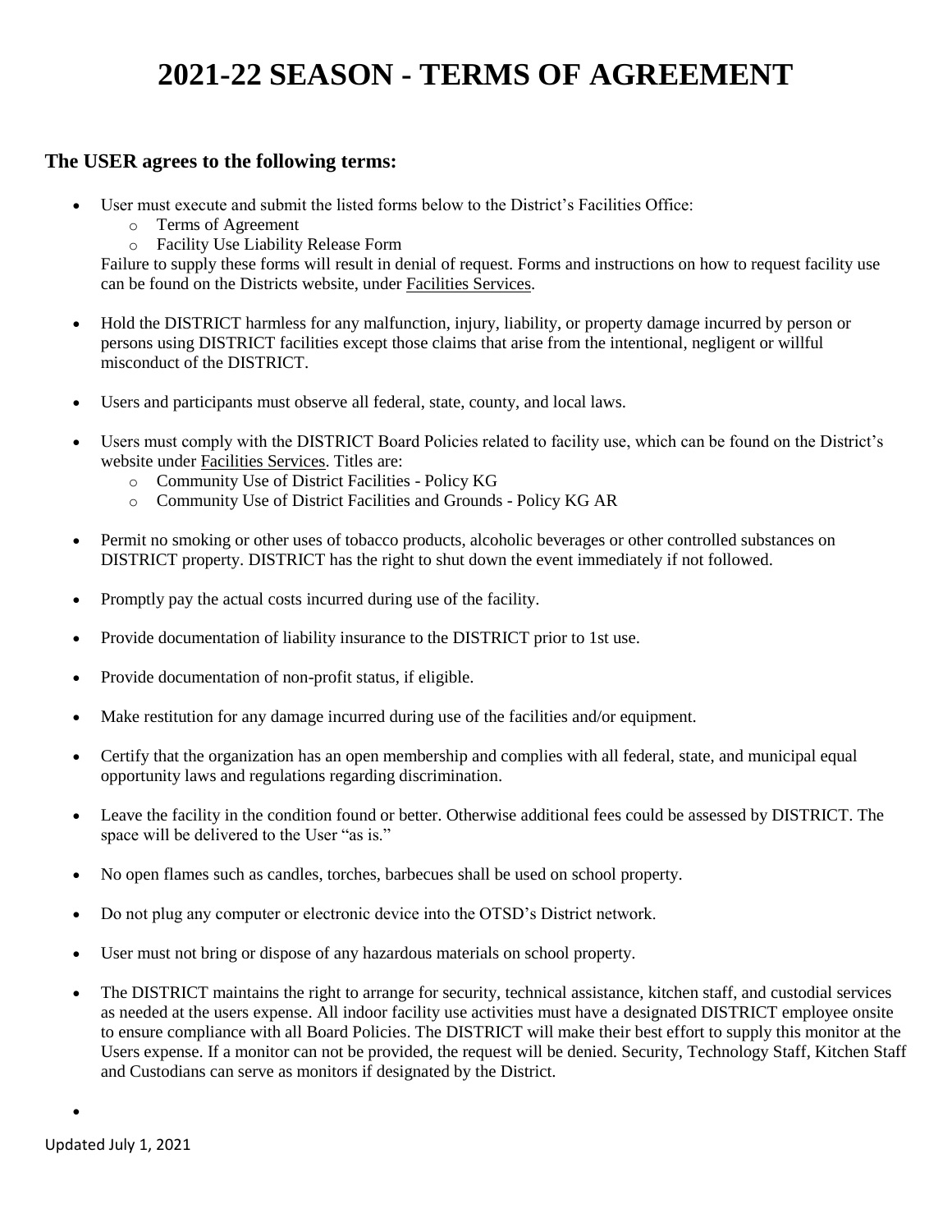# 2021-22 SEASON - TERMS OF AGREEMENT

## The USER agrees to the following terms:

- User must execute and submit the listed forms below to the District's Facilities Office:
  - Terms of Agreement
  - Facility Use Liability Release Form

  Failure to supply these forms will result in denial of request. Forms and instructions on how to request facility use can be found on the Districts website, under Facilities Services.

- Hold the DISTRICT harmless for any malfunction, injury, liability, or property damage incurred by person or persons using DISTRICT facilities except those claims that arise from the intentional, negligent or willful misconduct of the DISTRICT.

- Users and participants must observe all federal, state, county, and local laws.

- Users must comply with the DISTRICT Board Policies related to facility use, which can be found on the District's website under Facilities Services. Titles are:
  - Community Use of District Facilities - Policy KG
  - Community Use of District Facilities and Grounds - Policy KG AR

- Permit no smoking or other uses of tobacco products, alcoholic beverages or other controlled substances on DISTRICT property. DISTRICT has the right to shut down the event immediately if not followed.

- Promptly pay the actual costs incurred during use of the facility.

- Provide documentation of liability insurance to the DISTRICT prior to 1st use.

- Provide documentation of non-profit status, if eligible.

- Make restitution for any damage incurred during use of the facilities and/or equipment.

- Certify that the organization has an open membership and complies with all federal, state, and municipal equal opportunity laws and regulations regarding discrimination.

- Leave the facility in the condition found or better. Otherwise additional fees could be assessed by DISTRICT. The space will be delivered to the User "as is."

- No open flames such as candles, torches, barbecues shall be used on school property.

- Do not plug any computer or electronic device into the OTSD's District network.

- User must not bring or dispose of any hazardous materials on school property.

- The DISTRICT maintains the right to arrange for security, technical assistance, kitchen staff, and custodial services as needed at the users expense. All indoor facility use activities must have a designated DISTRICT employee onsite to ensure compliance with all Board Policies. The DISTRICT will make their best effort to supply this monitor at the Users expense. If a monitor can not be provided, the request will be denied. Security, Technology Staff, Kitchen Staff and Custodians can serve as monitors if designated by the District.

Updated July 1, 2021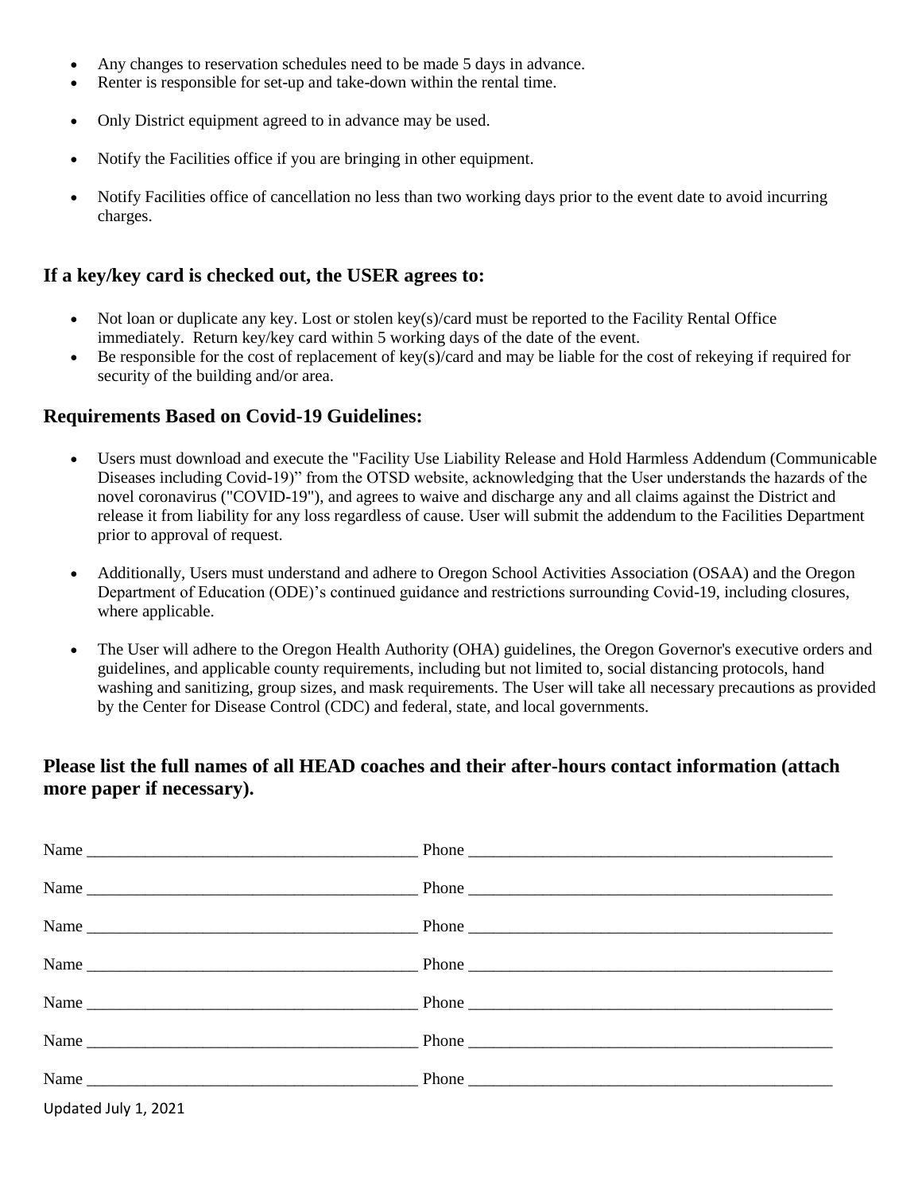- Any changes to reservation schedules need to be made 5 days in advance.
- Renter is responsible for set-up and take-down within the rental time.
- Only District equipment agreed to in advance may be used.
- Notify the Facilities office if you are bringing in other equipment.
- Notify Facilities office of cancellation no less than two working days prior to the event date to avoid incurring charges.

### If a key/key card is checked out, the USER agrees to:

- Not loan or duplicate any key. Lost or stolen key(s)/card must be reported to the Facility Rental Office immediately. Return key/key card within 5 working days of the date of the event.
- Be responsible for the cost of replacement of key(s)/card and may be liable for the cost of rekeying if required for security of the building and/or area.

### Requirements Based on Covid-19 Guidelines:

- Users must download and execute the "Facility Use Liability Release and Hold Harmless Addendum (Communicable Diseases including Covid-19)" from the OTSD website, acknowledging that the User understands the hazards of the novel coronavirus ("COVID-19"), and agrees to waive and discharge any and all claims against the District and release it from liability for any loss regardless of cause. User will submit the addendum to the Facilities Department prior to approval of request.
- Additionally, Users must understand and adhere to Oregon School Activities Association (OSAA) and the Oregon Department of Education (ODE)'s continued guidance and restrictions surrounding Covid-19, including closures, where applicable.
- The User will adhere to the Oregon Health Authority (OHA) guidelines, the Oregon Governor's executive orders and guidelines, and applicable county requirements, including but not limited to, social distancing protocols, hand washing and sanitizing, group sizes, and mask requirements. The User will take all necessary precautions as provided by the Center for Disease Control (CDC) and federal, state, and local governments.

### Please list the full names of all HEAD coaches and their after-hours contact information (attach more paper if necessary).

Name ________________________________________ Phone ______________________________________________

Name ________________________________________ Phone ______________________________________________

Name ________________________________________ Phone ______________________________________________

Name ________________________________________ Phone ______________________________________________

Name ________________________________________ Phone ______________________________________________

Name ________________________________________ Phone ______________________________________________

Name ________________________________________ Phone ______________________________________________

Updated July 1, 2021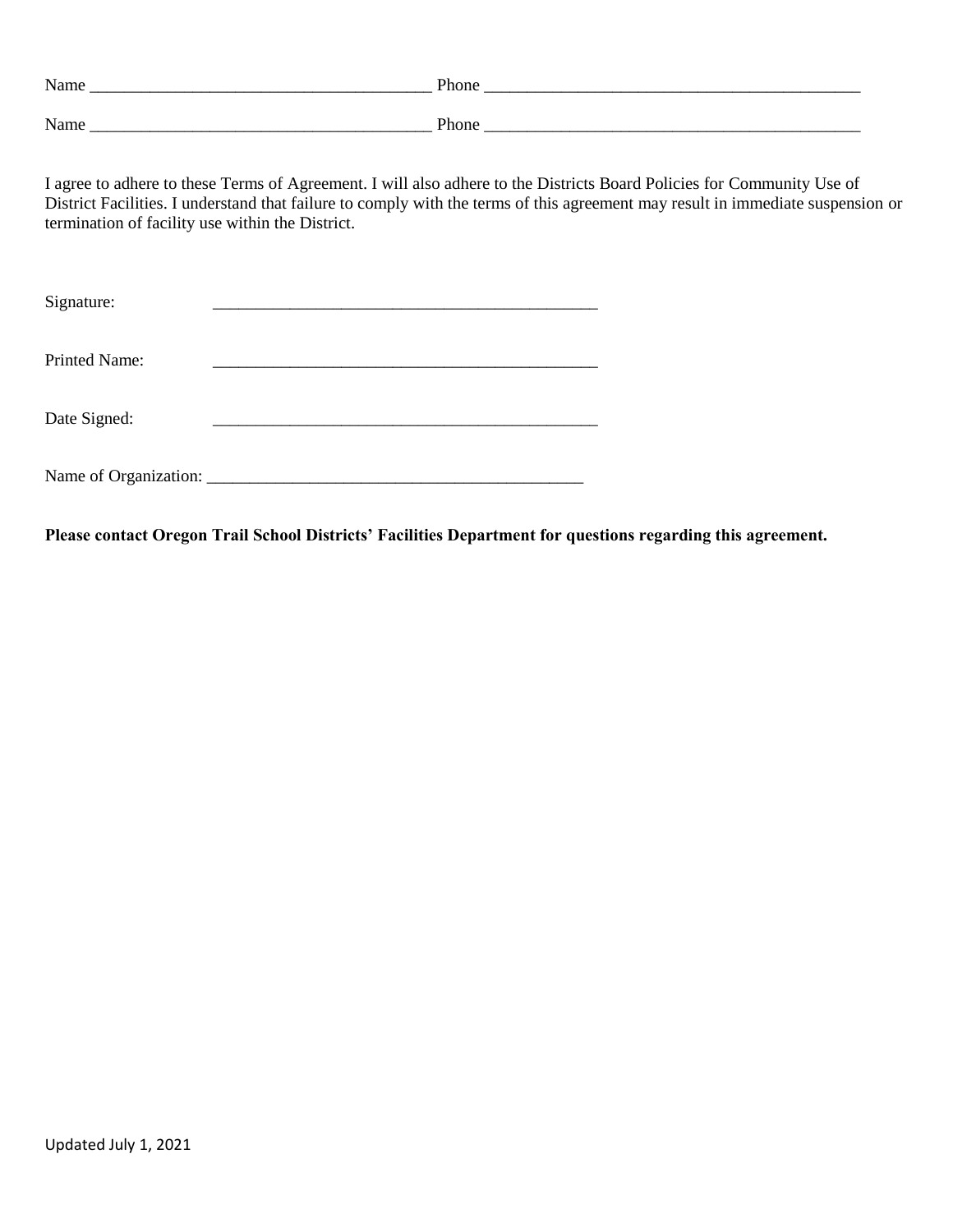Name ________________________________________ Phone ______________________________________________

Name ________________________________________ Phone ______________________________________________

I agree to adhere to these Terms of Agreement. I will also adhere to the Districts Board Policies for Community Use of District Facilities. I understand that failure to comply with the terms of this agreement may result in immediate suspension or termination of facility use within the District.

Signature: ______________________________________________

Printed Name: ______________________________________________

Date Signed: ______________________________________________

Name of Organization: ______________________________________________

**Please contact Oregon Trail School Districts' Facilities Department for questions regarding this agreement.**

Updated July 1, 2021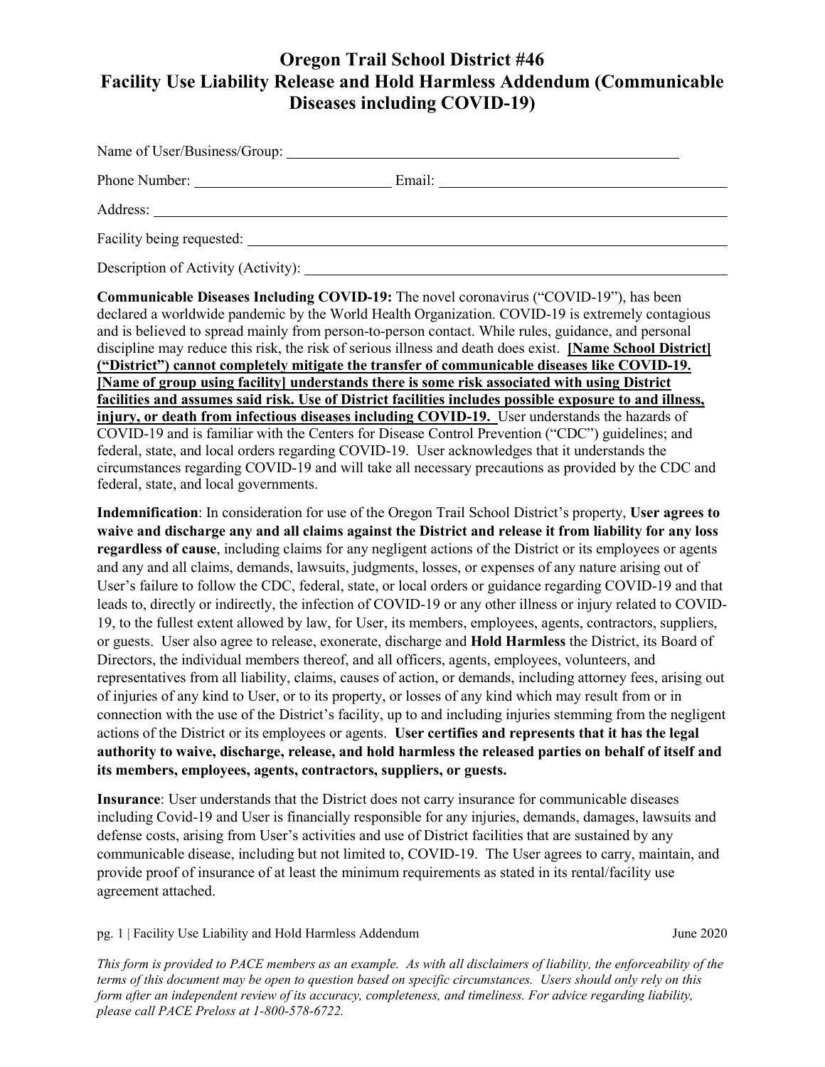# Oregon Trail School District #46
# Facility Use Liability Release and Hold Harmless Addendum (Communicable Diseases including COVID-19)

Name of User/Business/Group: ______________________________

Phone Number: ______________________ Email: ______________________________

Address: ______________________________

Facility being requested: ______________________________

Description of Activity (Activity): ______________________________

**Communicable Diseases Including COVID-19:** The novel coronavirus ("COVID-19"), has been declared a worldwide pandemic by the World Health Organization. COVID-19 is extremely contagious and is believed to spread mainly from person-to-person contact. While rules, guidance, and personal discipline may reduce this risk, the risk of serious illness and death does exist. **[Name School District] ("District") cannot completely mitigate the transfer of communicable diseases like COVID-19. [Name of group using facility] understands there is some risk associated with using District facilities and assumes said risk. Use of District facilities includes possible exposure to and illness, injury, or death from infectious diseases including COVID-19.** User understands the hazards of COVID-19 and is familiar with the Centers for Disease Control Prevention ("CDC") guidelines; and federal, state, and local orders regarding COVID-19. User acknowledges that it understands the circumstances regarding COVID-19 and will take all necessary precautions as provided by the CDC and federal, state, and local governments.

**Indemnification**: In consideration for use of the Oregon Trail School District's property, **User agrees to waive and discharge any and all claims against the District and release it from liability for any loss regardless of cause**, including claims for any negligent actions of the District or its employees or agents and any and all claims, demands, lawsuits, judgments, losses, or expenses of any nature arising out of User's failure to follow the CDC, federal, state, or local orders or guidance regarding COVID-19 and that leads to, directly or indirectly, the infection of COVID-19 or any other illness or injury related to COVID-19, to the fullest extent allowed by law, for User, its members, employees, agents, contractors, suppliers, or guests. User also agree to release, exonerate, discharge and **Hold Harmless** the District, its Board of Directors, the individual members thereof, and all officers, agents, employees, volunteers, and representatives from all liability, claims, causes of action, or demands, including attorney fees, arising out of injuries of any kind to User, or to its property, or losses of any kind which may result from or in connection with the use of the District's facility, up to and including injuries stemming from the negligent actions of the District or its employees or agents. **User certifies and represents that it has the legal authority to waive, discharge, release, and hold harmless the released parties on behalf of itself and its members, employees, agents, contractors, suppliers, or guests.**

**Insurance**: User understands that the District does not carry insurance for communicable diseases including Covid-19 and User is financially responsible for any injuries, demands, damages, lawsuits and defense costs, arising from User's activities and use of District facilities that are sustained by any communicable disease, including but not limited to, COVID-19. The User agrees to carry, maintain, and provide proof of insurance of at least the minimum requirements as stated in its rental/facility use agreement attached.

*This form is provided to PACE members as an example. As with all disclaimers of liability, the enforceability of the terms of this document may be open to question based on specific circumstances. Users should only rely on this form after an independent review of its accuracy, completeness, and timeliness. For advice regarding liability, please call PACE Preloss at 1-800-578-6722.*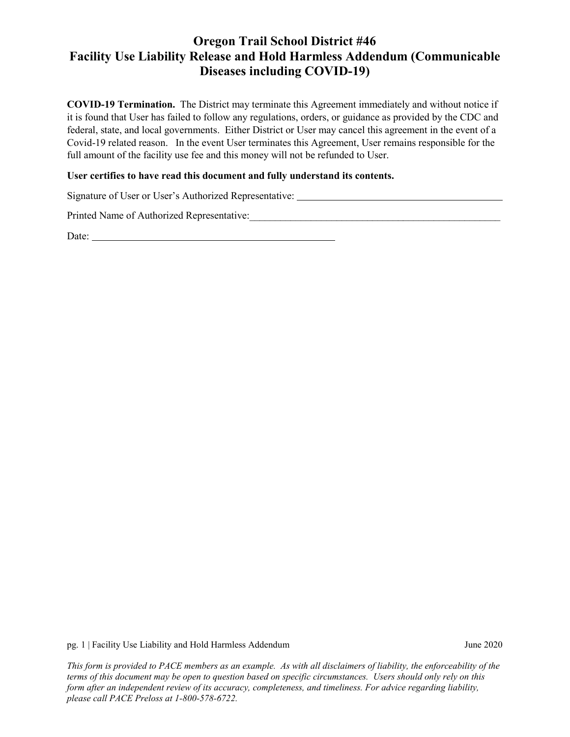# Oregon Trail School District #46
# Facility Use Liability Release and Hold Harmless Addendum (Communicable Diseases including COVID-19)

**COVID-19 Termination.** The District may terminate this Agreement immediately and without notice if it is found that User has failed to follow any regulations, orders, or guidance as provided by the CDC and federal, state, and local governments. Either District or User may cancel this agreement in the event of a Covid-19 related reason. In the event User terminates this Agreement, User remains responsible for the full amount of the facility use fee and this money will not be refunded to User.

**User certifies to have read this document and fully understand its contents.**

Signature of User or User's Authorized Representative: ________________________________

Printed Name of Authorized Representative:________________________________

Date: ________________________________

*This form is provided to PACE members as an example. As with all disclaimers of liability, the enforceability of the terms of this document may be open to question based on specific circumstances. Users should only rely on this form after an independent review of its accuracy, completeness, and timeliness. For advice regarding liability, please call PACE Preloss at 1-800-578-6722.*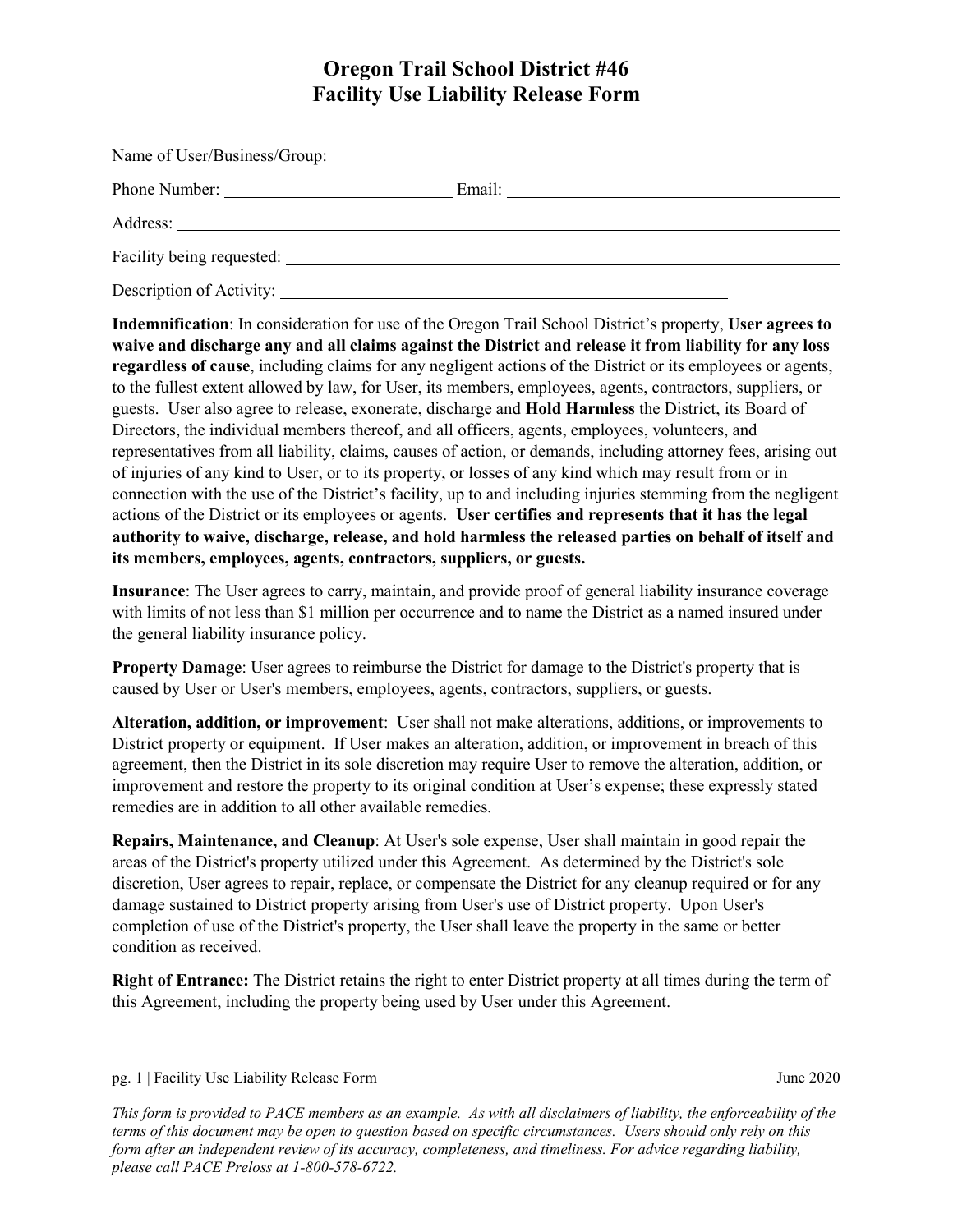# Oregon Trail School District #46
# Facility Use Liability Release Form

Name of User/Business/Group: ______________________________________________________

Phone Number: ___________________________ Email: ______________________________________

Address: ______________________________________________________________________________

Facility being requested: ______________________________________________________________

Description of Activity: ______________________________________________________

**Indemnification**: In consideration for use of the Oregon Trail School District's property, **User agrees to waive and discharge any and all claims against the District and release it from liability for any loss regardless of cause**, including claims for any negligent actions of the District or its employees or agents, to the fullest extent allowed by law, for User, its members, employees, agents, contractors, suppliers, or guests. User also agree to release, exonerate, discharge and **Hold Harmless** the District, its Board of Directors, the individual members thereof, and all officers, agents, employees, volunteers, and representatives from all liability, claims, causes of action, or demands, including attorney fees, arising out of injuries of any kind to User, or to its property, or losses of any kind which may result from or in connection with the use of the District's facility, up to and including injuries stemming from the negligent actions of the District or its employees or agents. **User certifies and represents that it has the legal authority to waive, discharge, release, and hold harmless the released parties on behalf of itself and its members, employees, agents, contractors, suppliers, or guests.**

**Insurance**: The User agrees to carry, maintain, and provide proof of general liability insurance coverage with limits of not less than $1 million per occurrence and to name the District as a named insured under the general liability insurance policy.

**Property Damage**: User agrees to reimburse the District for damage to the District's property that is caused by User or User's members, employees, agents, contractors, suppliers, or guests.

**Alteration, addition, or improvement**: User shall not make alterations, additions, or improvements to District property or equipment. If User makes an alteration, addition, or improvement in breach of this agreement, then the District in its sole discretion may require User to remove the alteration, addition, or improvement and restore the property to its original condition at User's expense; these expressly stated remedies are in addition to all other available remedies.

**Repairs, Maintenance, and Cleanup**: At User's sole expense, User shall maintain in good repair the areas of the District's property utilized under this Agreement. As determined by the District's sole discretion, User agrees to repair, replace, or compensate the District for any cleanup required or for any damage sustained to District property arising from User's use of District property. Upon User's completion of use of the District's property, the User shall leave the property in the same or better condition as received.

**Right of Entrance:** The District retains the right to enter District property at all times during the term of this Agreement, including the property being used by User under this Agreement.

*This form is provided to PACE members as an example. As with all disclaimers of liability, the enforceability of the terms of this document may be open to question based on specific circumstances. Users should only rely on this form after an independent review of its accuracy, completeness, and timeliness. For advice regarding liability, please call PACE Preloss at 1-800-578-6722.*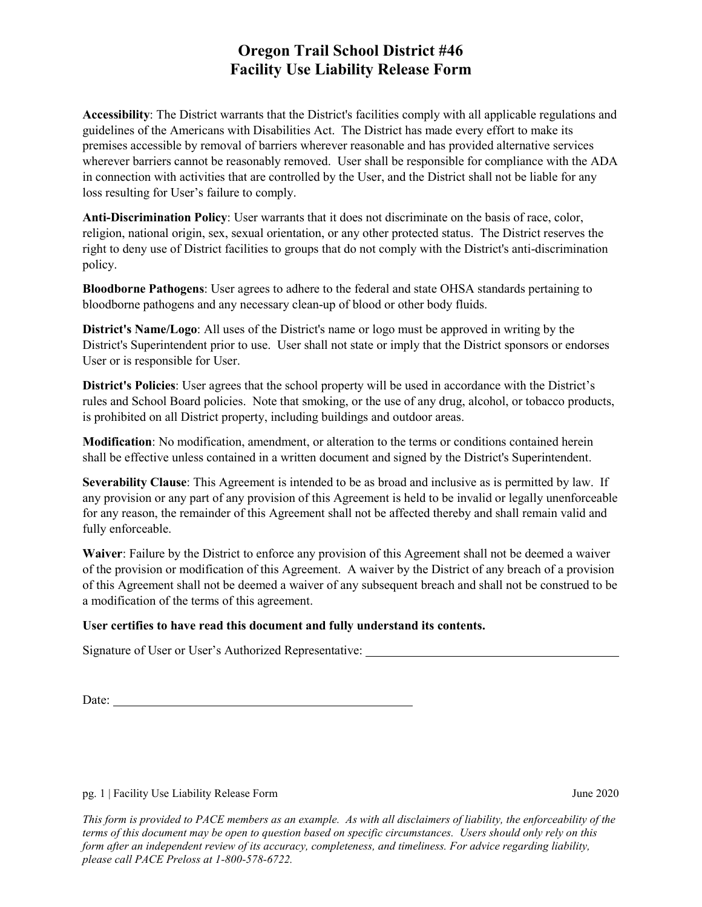# Oregon Trail School District #46
# Facility Use Liability Release Form

**Accessibility**: The District warrants that the District's facilities comply with all applicable regulations and guidelines of the Americans with Disabilities Act. The District has made every effort to make its premises accessible by removal of barriers wherever reasonable and has provided alternative services wherever barriers cannot be reasonably removed. User shall be responsible for compliance with the ADA in connection with activities that are controlled by the User, and the District shall not be liable for any loss resulting for User's failure to comply.

**Anti-Discrimination Policy**: User warrants that it does not discriminate on the basis of race, color, religion, national origin, sex, sexual orientation, or any other protected status. The District reserves the right to deny use of District facilities to groups that do not comply with the District's anti-discrimination policy.

**Bloodborne Pathogens**: User agrees to adhere to the federal and state OHSA standards pertaining to bloodborne pathogens and any necessary clean-up of blood or other body fluids.

**District's Name/Logo**: All uses of the District's name or logo must be approved in writing by the District's Superintendent prior to use. User shall not state or imply that the District sponsors or endorses User or is responsible for User.

**District's Policies**: User agrees that the school property will be used in accordance with the District's rules and School Board policies. Note that smoking, or the use of any drug, alcohol, or tobacco products, is prohibited on all District property, including buildings and outdoor areas.

**Modification**: No modification, amendment, or alteration to the terms or conditions contained herein shall be effective unless contained in a written document and signed by the District's Superintendent.

**Severability Clause**: This Agreement is intended to be as broad and inclusive as is permitted by law. If any provision or any part of any provision of this Agreement is held to be invalid or legally unenforceable for any reason, the remainder of this Agreement shall not be affected thereby and shall remain valid and fully enforceable.

**Waiver**: Failure by the District to enforce any provision of this Agreement shall not be deemed a waiver of the provision or modification of this Agreement. A waiver by the District of any breach of a provision of this Agreement shall not be deemed a waiver of any subsequent breach and shall not be construed to be a modification of the terms of this agreement.

**User certifies to have read this document and fully understand its contents.**

Signature of User or User's Authorized Representative: ________________________________________

Date: ________________________________________

*This form is provided to PACE members as an example. As with all disclaimers of liability, the enforceability of the terms of this document may be open to question based on specific circumstances. Users should only rely on this form after an independent review of its accuracy, completeness, and timeliness. For advice regarding liability, please call PACE Preloss at 1-800-578-6722.*